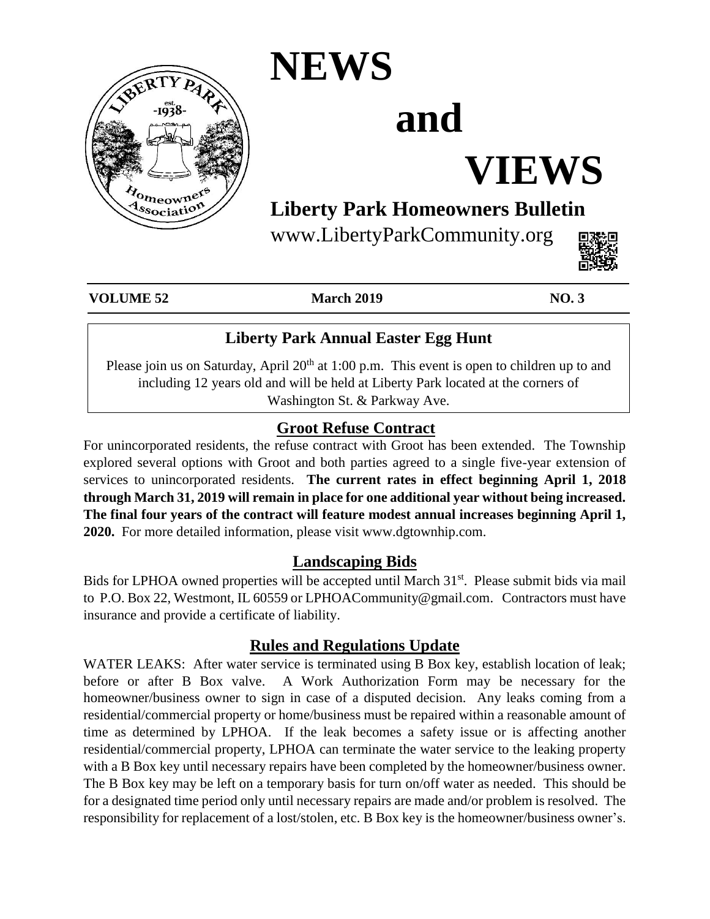# NEWS and VIEWS

## Liberty Park Homeowners Bulletin

www.LibertyParkCommunity.org

**VOLUME 52** **March 2019** **NO. 3**

### Liberty Park Annual Easter Egg Hunt

Please join us on Saturday, April 20th at 1:00 p.m. This event is open to children up to and including 12 years old and will be held at Liberty Park located at the corners of Washington St. & Parkway Ave.

### Groot Refuse Contract

For unincorporated residents, the refuse contract with Groot has been extended. The Township explored several options with Groot and both parties agreed to a single five-year extension of services to unincorporated residents. **The current rates in effect beginning April 1, 2018 through March 31, 2019 will remain in place for one additional year without being increased. The final four years of the contract will feature modest annual increases beginning April 1, 2020.** For more detailed information, please visit www.dgtownhip.com.

### Landscaping Bids

Bids for LPHOA owned properties will be accepted until March 31st. Please submit bids via mail to P.O. Box 22, Westmont, IL 60559 or LPHOACommunity@gmail.com. Contractors must have insurance and provide a certificate of liability.

### Rules and Regulations Update

WATER LEAKS: After water service is terminated using B Box key, establish location of leak; before or after B Box valve. A Work Authorization Form may be necessary for the homeowner/business owner to sign in case of a disputed decision. Any leaks coming from a residential/commercial property or home/business must be repaired within a reasonable amount of time as determined by LPHOA. If the leak becomes a safety issue or is affecting another residential/commercial property, LPHOA can terminate the water service to the leaking property with a B Box key until necessary repairs have been completed by the homeowner/business owner. The B Box key may be left on a temporary basis for turn on/off water as needed. This should be for a designated time period only until necessary repairs are made and/or problem is resolved. The responsibility for replacement of a lost/stolen, etc. B Box key is the homeowner/business owner's.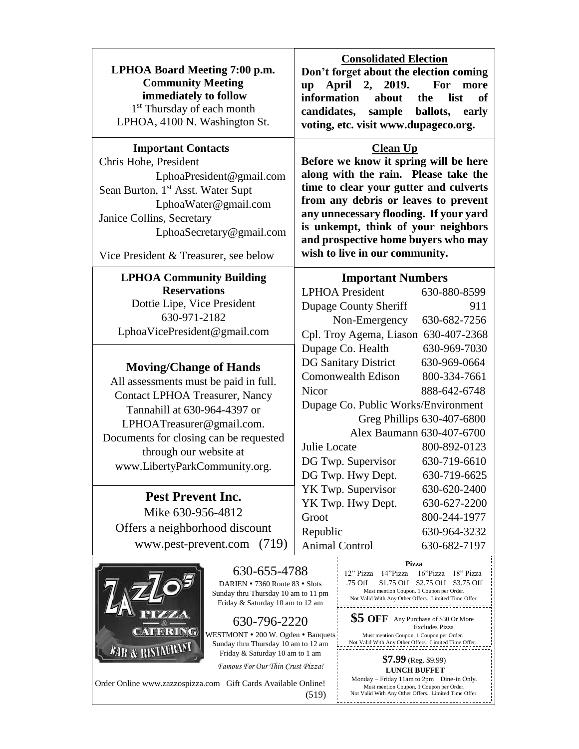**LPHOA Board Meeting 7:00 p.m.**
**Community Meeting immediately to follow**
1st Thursday of each month
LPHOA, 4100 N. Washington St.

## Consolidated Election

**Don't forget about the election coming up April 2, 2019. For more information about the list of candidates, sample ballots, early voting, etc. visit www.dupageco.org.**

### Important Contacts

Chris Hohe, President
LphoaPresident@gmail.com
Sean Burton, 1st Asst. Water Supt
LphoaWater@gmail.com
Janice Collins, Secretary
LphoaSecretary@gmail.com

Vice President & Treasurer, see below

## Clean Up

**Before we know it spring will be here along with the rain. Please take the time to clear your gutter and culverts from any debris or leaves to prevent any unnecessary flooding. If your yard is unkempt, think of your neighbors and prospective home buyers who may wish to live in our community.**

### LPHOA Community Building Reservations

Dottie Lipe, Vice President
630-971-2182
LphoaVicePresident@gmail.com

### Moving/Change of Hands

All assessments must be paid in full. Contact LPHOA Treasurer, Nancy Tannahill at 630-964-4397 or LPHOATreasurer@gmail.com. Documents for closing can be requested through our website at www.LibertyParkCommunity.org.

### Pest Prevent Inc.

Mike 630-956-4812
Offers a neighborhood discount
www.pest-prevent.com (719)

### Important Numbers

| | |
|---|---|
| LPHOA President | 630-880-8599 |
| Dupage County Sheriff | 911 |
| Non-Emergency | 630-682-7256 |
| Cpl. Troy Agema, Liason | 630-407-2368 |
| Dupage Co. Health | 630-969-7030 |
| DG Sanitary District | 630-969-0664 |
| Comonwealth Edison | 800-334-7661 |
| Nicor | 888-642-6748 |
| Dupage Co. Public Works/Environment | |
| Greg Phillips | 630-407-6800 |
| Alex Baumann | 630-407-6700 |
| Julie Locate | 800-892-0123 |
| DG Twp. Supervisor | 630-719-6610 |
| DG Twp. Hwy Dept. | 630-719-6625 |
| YK Twp. Supervisor | 630-620-2400 |
| YK Twp. Hwy Dept. | 630-627-2200 |
| Groot | 800-244-1977 |
| Republic | 630-964-3232 |
| Animal Control | 630-682-7197 |

ZAZZO'S PIZZA & CATERING BAR & RISTAURANT

630-655-4788
DARIEN • 7360 Route 83 • Slots
Sunday thru Thursday 10 am to 11 pm
Friday & Saturday 10 am to 12 am

630-796-2220
WESTMONT • 200 W. Ogden • Banquets
Sunday thru Thursday 10 am to 12 am
Friday & Saturday 10 am to 1 am

*Famous For Our Thin Crust Pizza!*

Order Online www.zazzospizza.com Gift Cards Available Online!
(519)

**Pizza**

| 12" Pizza | 14"Pizza | 16"Pizza | 18" Pizza |
|---|---|---|---|
| .75 Off | $1.75 Off | $2.75 Off | $3.75 Off |

Must mention Coupon. 1 Coupon per Order.
Not Valid With Any Other Offers. Limited Time Offer.

**$5 OFF** Any Purchase of $30 Or More
Excludes Pizza
Must mention Coupon. 1 Coupon per Order.
Not Valid With Any Other Offers. Limited Time Offer.

**$7.99** (Reg. $9.99)
**LUNCH BUFFET**
Monday – Friday 11am to 2pm Dine-in Only.
Must mention Coupon. 1 Coupon per Order.
Not Valid With Any Other Offers. Limited Time Offer.